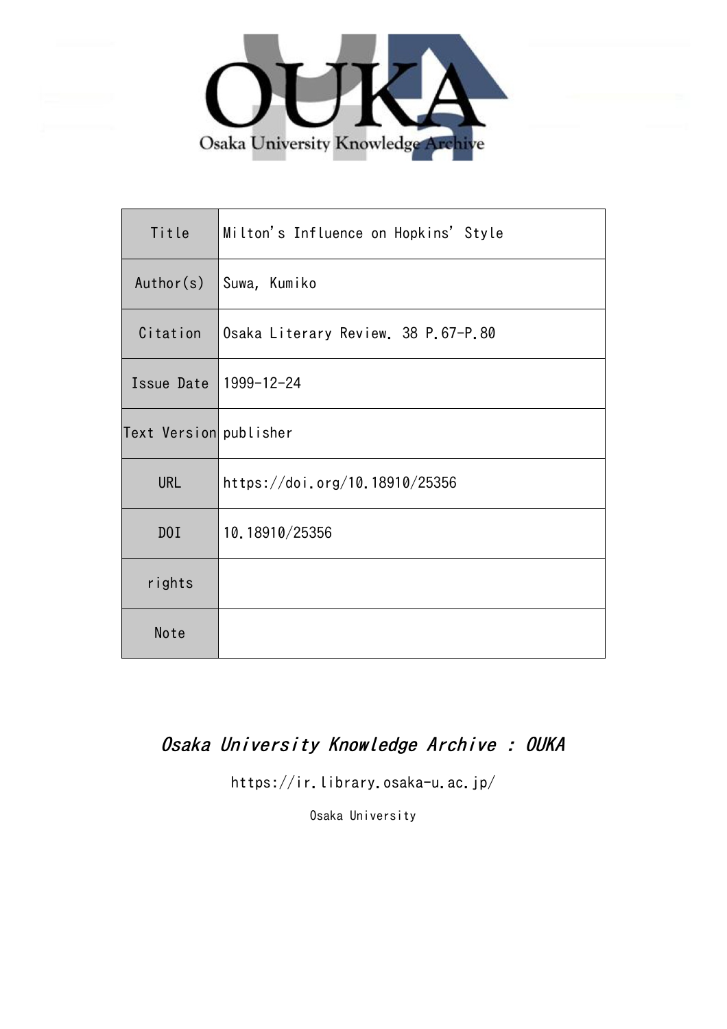Osaka University Knowledge Archive

| Title | Milton's Influence on Hopkins' Style |
| --- | --- |
| Author(s) | Suwa, Kumiko |
| Citation | Osaka Literary Review. 38 P.67-P.80 |
| Issue Date | 1999-12-24 |
| Text Version | publisher |
| URL | https://doi.org/10.18910/25356 |
| DOI | 10.18910/25356 |
| rights | |
| Note | |

*Osaka University Knowledge Archive : OUKA*

https://ir.library.osaka-u.ac.jp/

Osaka University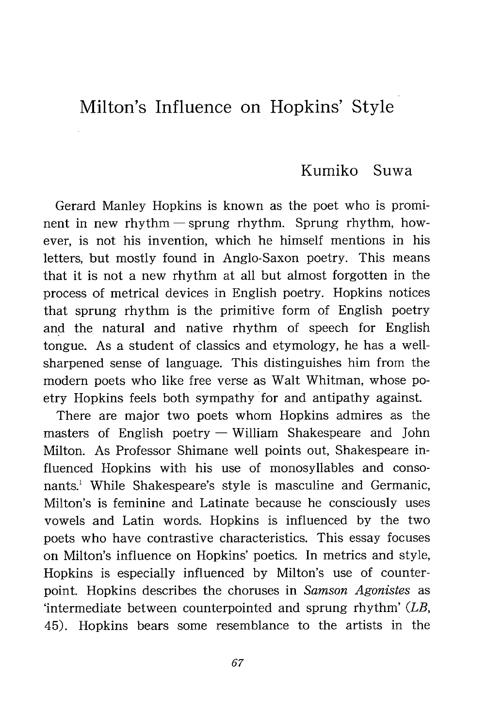# Milton's Influence on Hopkins' Style

Kumiko Suwa

Gerard Manley Hopkins is known as the poet who is prominent in new rhythm — sprung rhythm. Sprung rhythm, however, is not his invention, which he himself mentions in his letters, but mostly found in Anglo-Saxon poetry. This means that it is not a new rhythm at all but almost forgotten in the process of metrical devices in English poetry. Hopkins notices that sprung rhythm is the primitive form of English poetry and the natural and native rhythm of speech for English tongue. As a student of classics and etymology, he has a well-sharpened sense of language. This distinguishes him from the modern poets who like free verse as Walt Whitman, whose poetry Hopkins feels both sympathy for and antipathy against.

There are major two poets whom Hopkins admires as the masters of English poetry — William Shakespeare and John Milton. As Professor Shimane well points out, Shakespeare influenced Hopkins with his use of monosyllables and consonants.[1] While Shakespeare's style is masculine and Germanic, Milton's is feminine and Latinate because he consciously uses vowels and Latin words. Hopkins is influenced by the two poets who have contrastive characteristics. This essay focuses on Milton's influence on Hopkins' poetics. In metrics and style, Hopkins is especially influenced by Milton's use of counterpoint. Hopkins describes the choruses in *Samson Agonistes* as 'intermediate between counterpointed and sprung rhythm' (*LB*, 45). Hopkins bears some resemblance to the artists in the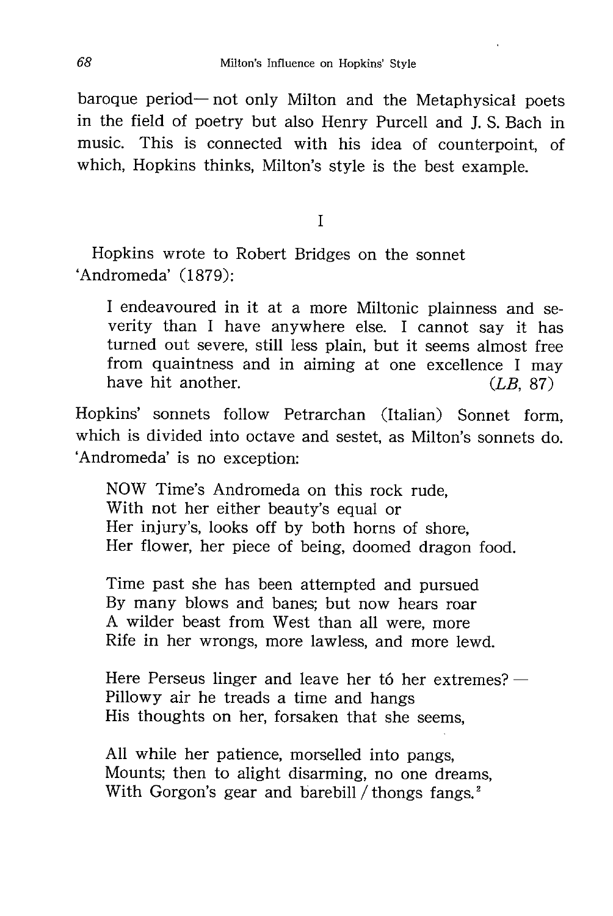baroque period— not only Milton and the Metaphysical poets in the field of poetry but also Henry Purcell and J. S. Bach in music. This is connected with his idea of counterpoint, of which, Hopkins thinks, Milton's style is the best example.

## I

Hopkins wrote to Robert Bridges on the sonnet 'Andromeda' (1879):

> I endeavoured in it at a more Miltonic plainness and severity than I have anywhere else. I cannot say it has turned out severe, still less plain, but it seems almost free from quaintness and in aiming at one excellence I may have hit another. (*LB*, 87)

Hopkins' sonnets follow Petrarchan (Italian) Sonnet form, which is divided into octave and sestet, as Milton's sonnets do. 'Andromeda' is no exception:

> NOW Time's Andromeda on this rock rude,
> With not her either beauty's equal or
> Her injury's, looks off by both horns of shore,
> Her flower, her piece of being, doomed dragon food.
>
> Time past she has been attempted and pursued
> By many blows and banes; but now hears roar
> A wilder beast from West than all were, more
> Rife in her wrongs, more lawless, and more lewd.
>
> Here Perseus linger and leave her tó her extremes?—
> Pillowy air he treads a time and hangs
> His thoughts on her, forsaken that she seems,
>
> All while her patience, morselled into pangs,
> Mounts; then to alight disarming, no one dreams,
> With Gorgon's gear and barebill / thongs fangs.[2]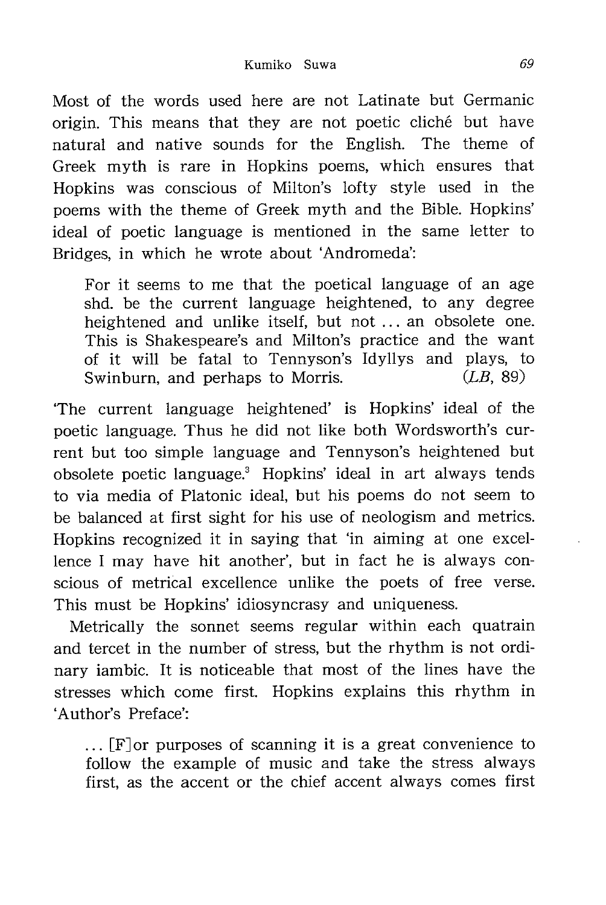Most of the words used here are not Latinate but Germanic origin. This means that they are not poetic cliché but have natural and native sounds for the English. The theme of Greek myth is rare in Hopkins poems, which ensures that Hopkins was conscious of Milton's lofty style used in the poems with the theme of Greek myth and the Bible. Hopkins' ideal of poetic language is mentioned in the same letter to Bridges, in which he wrote about 'Andromeda':

> For it seems to me that the poetical language of an age shd. be the current language heightened, to any degree heightened and unlike itself, but not ... an obsolete one. This is Shakespeare's and Milton's practice and the want of it will be fatal to Tennyson's Idyllys and plays, to Swinburn, and perhaps to Morris. (*LB*, 89)

'The current language heightened' is Hopkins' ideal of the poetic language. Thus he did not like both Wordsworth's current but too simple language and Tennyson's heightened but obsolete poetic language.[3] Hopkins' ideal in art always tends to via media of Platonic ideal, but his poems do not seem to be balanced at first sight for his use of neologism and metrics. Hopkins recognized it in saying that 'in aiming at one excellence I may have hit another', but in fact he is always conscious of metrical excellence unlike the poets of free verse. This must be Hopkins' idiosyncrasy and uniqueness.

Metrically the sonnet seems regular within each quatrain and tercet in the number of stress, but the rhythm is not ordinary iambic. It is noticeable that most of the lines have the stresses which come first. Hopkins explains this rhythm in 'Author's Preface':

> ... [F]or purposes of scanning it is a great convenience to follow the example of music and take the stress always first, as the accent or the chief accent always comes first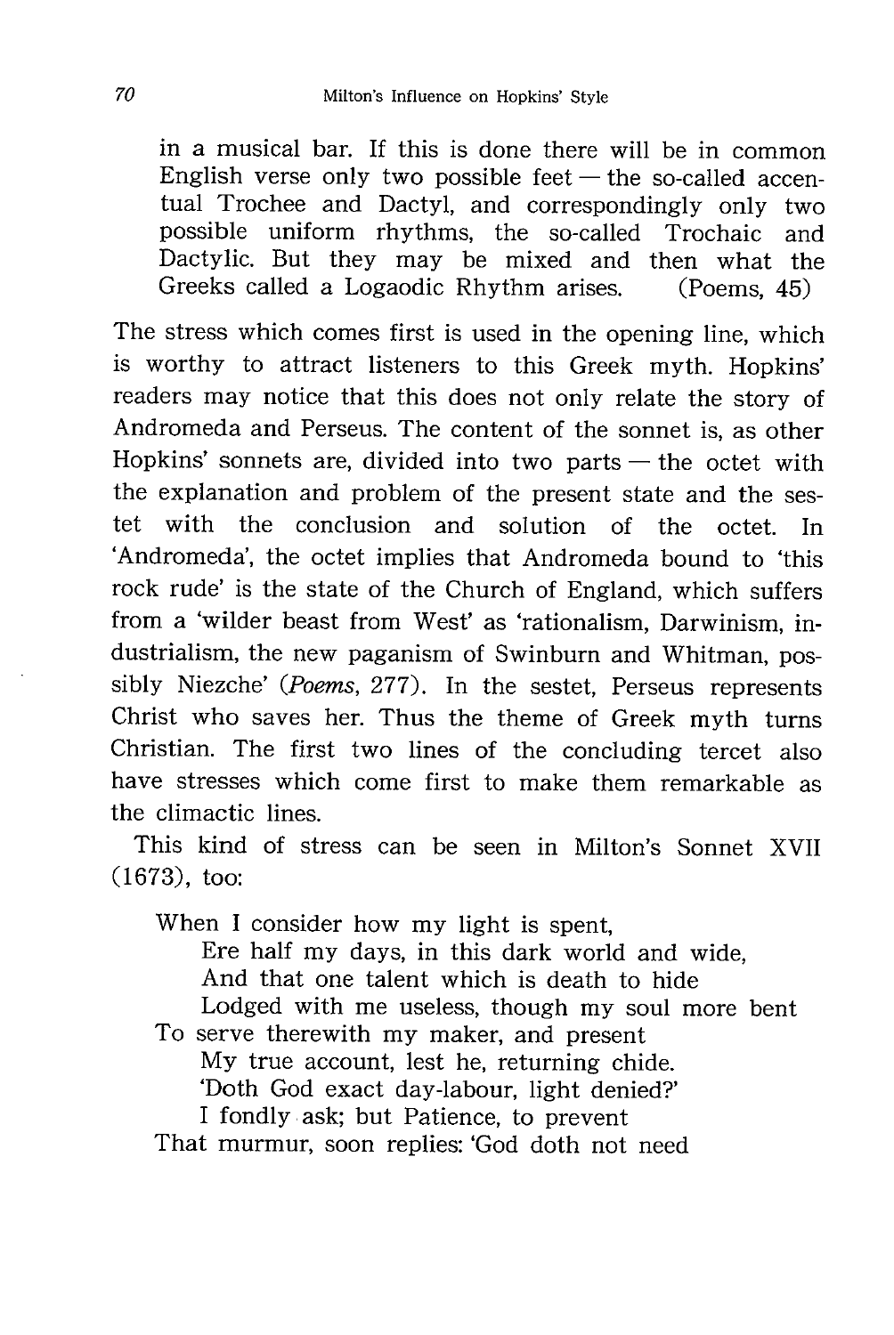> in a musical bar. If this is done there will be in common English verse only two possible feet — the so-called accentual Trochee and Dactyl, and correspondingly only two possible uniform rhythms, the so-called Trochaic and Dactylic. But they may be mixed and then what the Greeks called a Logaodic Rhythm arises. (Poems, 45)

The stress which comes first is used in the opening line, which is worthy to attract listeners to this Greek myth. Hopkins' readers may notice that this does not only relate the story of Andromeda and Perseus. The content of the sonnet is, as other Hopkins' sonnets are, divided into two parts — the octet with the explanation and problem of the present state and the sestet with the conclusion and solution of the octet. In 'Andromeda', the octet implies that Andromeda bound to 'this rock rude' is the state of the Church of England, which suffers from a 'wilder beast from West' as 'rationalism, Darwinism, industrialism, the new paganism of Swinburn and Whitman, possibly Niezche' (*Poems*, 277). In the sestet, Perseus represents Christ who saves her. Thus the theme of Greek myth turns Christian. The first two lines of the concluding tercet also have stresses which come first to make them remarkable as the climactic lines.

This kind of stress can be seen in Milton's Sonnet XVII (1673), too:

> When I consider how my light is spent,
> Ere half my days, in this dark world and wide,
> And that one talent which is death to hide
> Lodged with me useless, though my soul more bent
> To serve therewith my maker, and present
> My true account, lest he, returning chide.
> 'Doth God exact day-labour, light denied?'
> I fondly ask; but Patience, to prevent
> That murmur, soon replies: 'God doth not need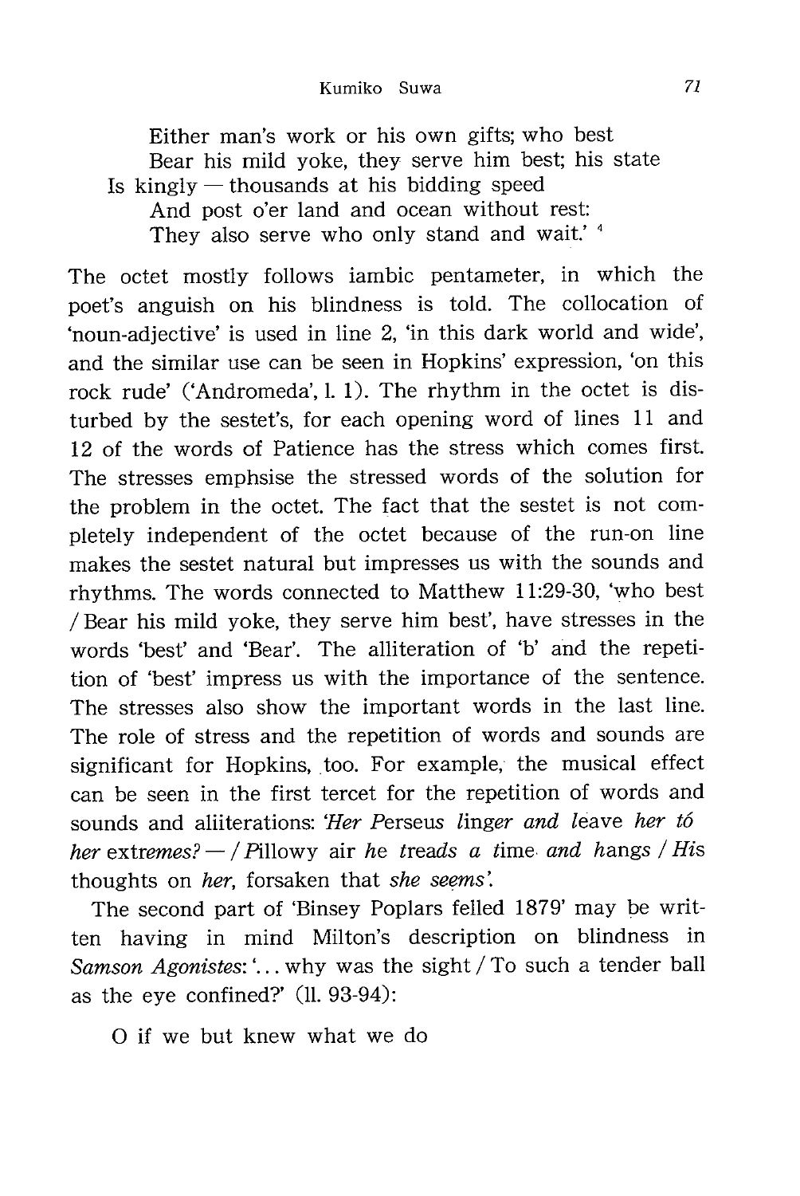> Either man's work or his own gifts; who best  
> Bear his mild yoke, they serve him best; his state  
> Is kingly — thousands at his bidding speed  
> And post o'er land and ocean without rest:  
> They also serve who only stand and wait.' [4]

The octet mostly follows iambic pentameter, in which the poet's anguish on his blindness is told. The collocation of 'noun-adjective' is used in line 2, 'in this dark world and wide', and the similar use can be seen in Hopkins' expression, 'on this rock rude' ('Andromeda', l. 1). The rhythm in the octet is disturbed by the sestet's, for each opening word of lines 11 and 12 of the words of Patience has the stress which comes first. The stresses emphsise the stressed words of the solution for the problem in the octet. The fact that the sestet is not completely independent of the octet because of the run-on line makes the sestet natural but impresses us with the sounds and rhythms. The words connected to Matthew 11:29-30, 'who best / Bear his mild yoke, they serve him best', have stresses in the words 'best' and 'Bear'. The alliteration of 'b' and the repetition of 'best' impress us with the importance of the sentence. The stresses also show the important words in the last line. The role of stress and the repetition of words and sounds are significant for Hopkins, too. For example, the musical effect can be seen in the first tercet for the repetition of words and sounds and aliiterations: '*Her* P*erseus* l*inger and* l*eave her tó her* ext*remes*? — / P*illowy air* h*e* t*reads a* t*ime and* h*angs* / H*is thoughts on her*, *forsaken that she seems*'.

The second part of 'Binsey Poplars felled 1879' may be written having in mind Milton's description on blindness in *Samson Agonistes*: '... why was the sight / To such a tender ball as the eye confined?' (ll. 93-94):

> O if we but knew what we do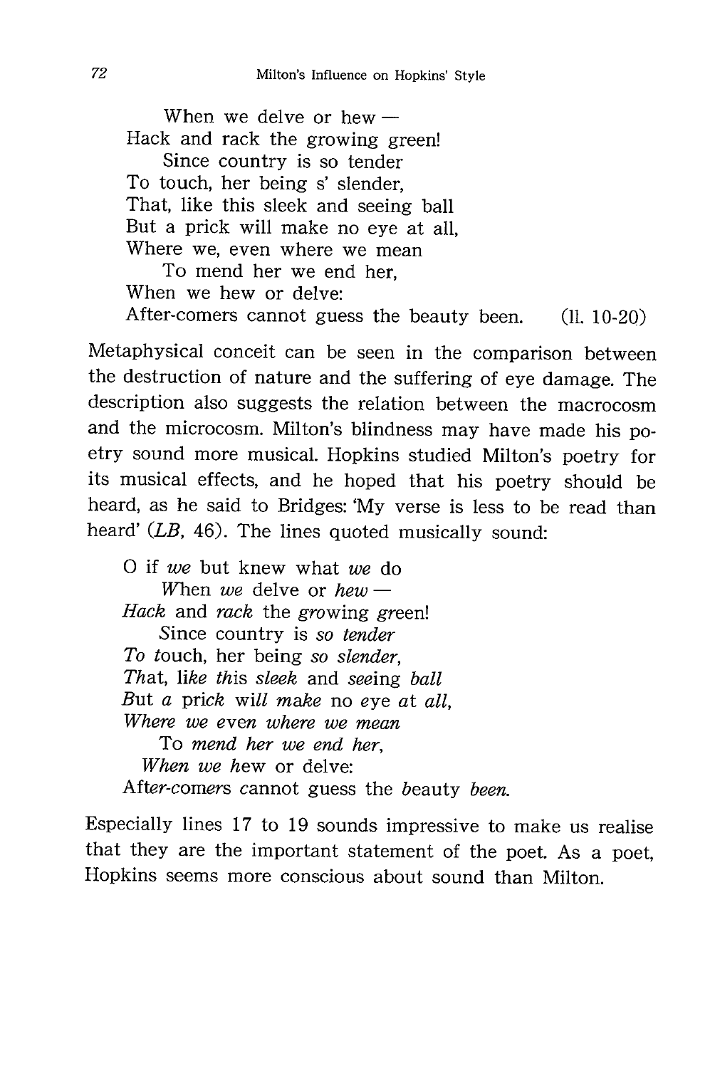When we delve or hew —
Hack and rack the growing green!
Since country is so tender
To touch, her being s' slender,
That, like this sleek and seeing ball
But a prick will make no eye at all,
Where we, even where we mean
To mend her we end her,
When we hew or delve:
After-comers cannot guess the beauty been. (ll. 10-20)

Metaphysical conceit can be seen in the comparison between the destruction of nature and the suffering of eye damage. The description also suggests the relation between the macrocosm and the microcosm. Milton's blindness may have made his poetry sound more musical. Hopkins studied Milton's poetry for its musical effects, and he hoped that his poetry should be heard, as he said to Bridges: 'My verse is less to be read than heard' (*LB*, 46). The lines quoted musically sound:

O if *we* but knew what *we* do
*W*hen *we* delve or *hew* —
*Hack* and *rack* the *gro*wing *gre*en!
*S*ince country is *so tender*
*To t*ouch, her being *so slender*,
*Th*at, li*ke th*is *sleek* and *see*ing *ball*
*B*ut *a* pric*k* wi*ll* m*ake* no *e*ye *a*t *all*,
*Where we* eve*n where we mean*
To *mend her we end her*,
*When we h*ew or delve:
Af*ter*-*comers* cannot guess the *b*eauty *been*.

Especially lines 17 to 19 sounds impressive to make us realise that they are the important statement of the poet. As a poet, Hopkins seems more conscious about sound than Milton.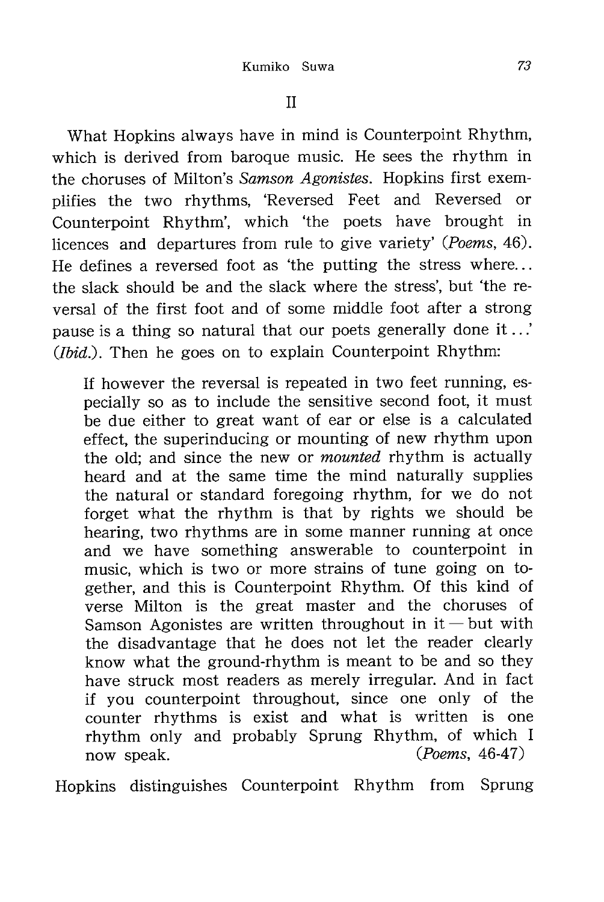## II

What Hopkins always have in mind is Counterpoint Rhythm, which is derived from baroque music. He sees the rhythm in the choruses of Milton's *Samson Agonistes*. Hopkins first exemplifies the two rhythms, 'Reversed Feet and Reversed or Counterpoint Rhythm', which 'the poets have brought in licences and departures from rule to give variety' (*Poems*, 46). He defines a reversed foot as 'the putting the stress where... the slack should be and the slack where the stress', but 'the reversal of the first foot and of some middle foot after a strong pause is a thing so natural that our poets generally done it...' (*Ibid.*). Then he goes on to explain Counterpoint Rhythm:

> If however the reversal is repeated in two feet running, especially so as to include the sensitive second foot, it must be due either to great want of ear or else is a calculated effect, the superinducing or mounting of new rhythm upon the old; and since the new or *mounted* rhythm is actually heard and at the same time the mind naturally supplies the natural or standard foregoing rhythm, for we do not forget what the rhythm is that by rights we should be hearing, two rhythms are in some manner running at once and we have something answerable to counterpoint in music, which is two or more strains of tune going on together, and this is Counterpoint Rhythm. Of this kind of verse Milton is the great master and the choruses of Samson Agonistes are written throughout in it — but with the disadvantage that he does not let the reader clearly know what the ground-rhythm is meant to be and so they have struck most readers as merely irregular. And in fact if you counterpoint throughout, since one only of the counter rhythms is exist and what is written is one rhythm only and probably Sprung Rhythm, of which I now speak. (*Poems*, 46-47)

Hopkins distinguishes Counterpoint Rhythm from Sprung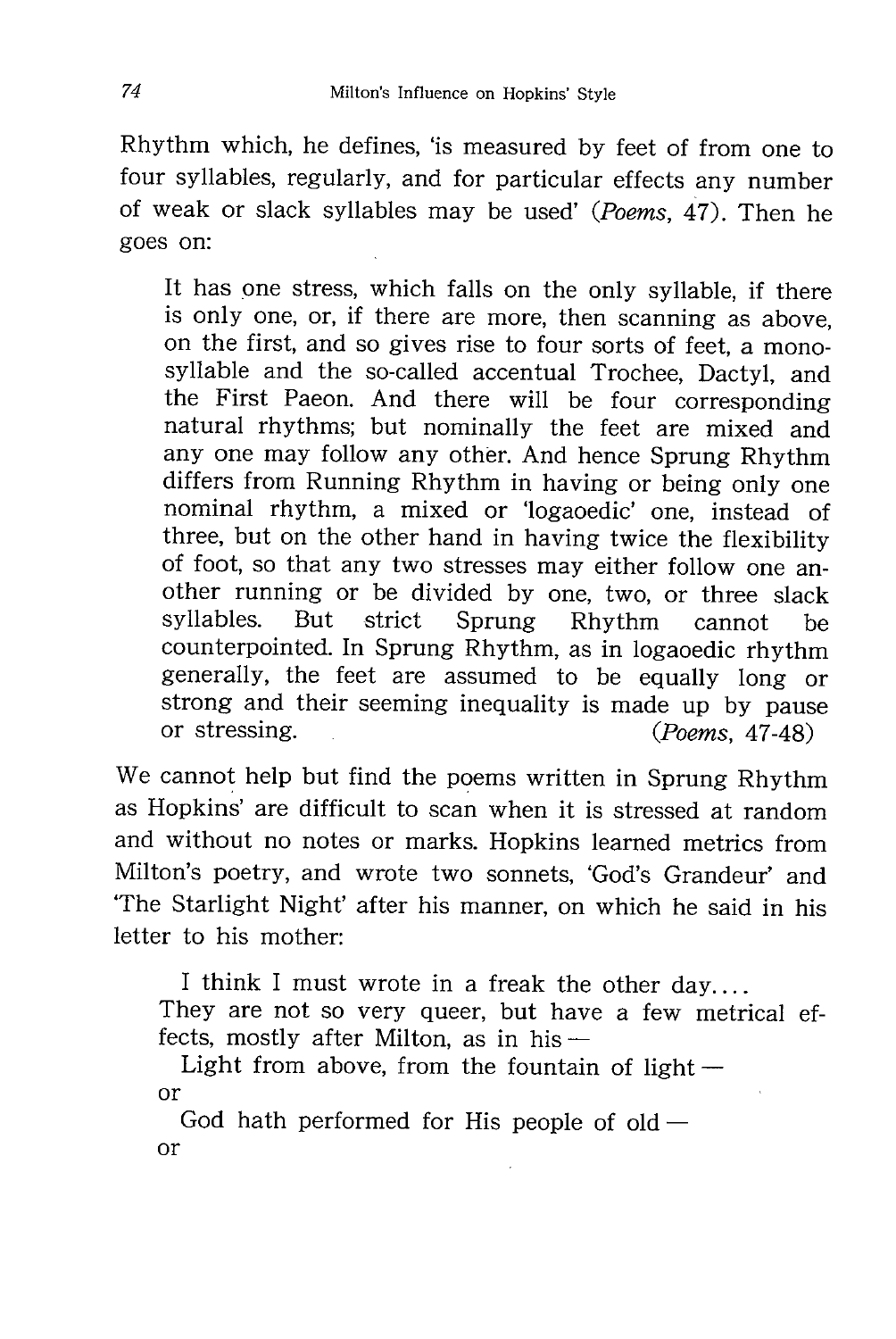Rhythm which, he defines, 'is measured by feet of from one to four syllables, regularly, and for particular effects any number of weak or slack syllables may be used' (*Poems*, 47). Then he goes on:

> It has one stress, which falls on the only syllable, if there is only one, or, if there are more, then scanning as above, on the first, and so gives rise to four sorts of feet, a monosyllable and the so-called accentual Trochee, Dactyl, and the First Paeon. And there will be four corresponding natural rhythms; but nominally the feet are mixed and any one may follow any other. And hence Sprung Rhythm differs from Running Rhythm in having or being only one nominal rhythm, a mixed or 'logaoedic' one, instead of three, but on the other hand in having twice the flexibility of foot, so that any two stresses may either follow one another running or be divided by one, two, or three slack syllables. But strict Sprung Rhythm cannot be counterpointed. In Sprung Rhythm, as in logaoedic rhythm generally, the feet are assumed to be equally long or strong and their seeming inequality is made up by pause or stressing. (*Poems*, 47-48)

We cannot help but find the poems written in Sprung Rhythm as Hopkins' are difficult to scan when it is stressed at random and without no notes or marks. Hopkins learned metrics from Milton's poetry, and wrote two sonnets, 'God's Grandeur' and 'The Starlight Night' after his manner, on which he said in his letter to his mother:

> I think I must wrote in a freak the other day....
> They are not so very queer, but have a few metrical effects, mostly after Milton, as in his —
>
> Light from above, from the fountain of light —
>
> or
>
> God hath performed for His people of old —
>
> or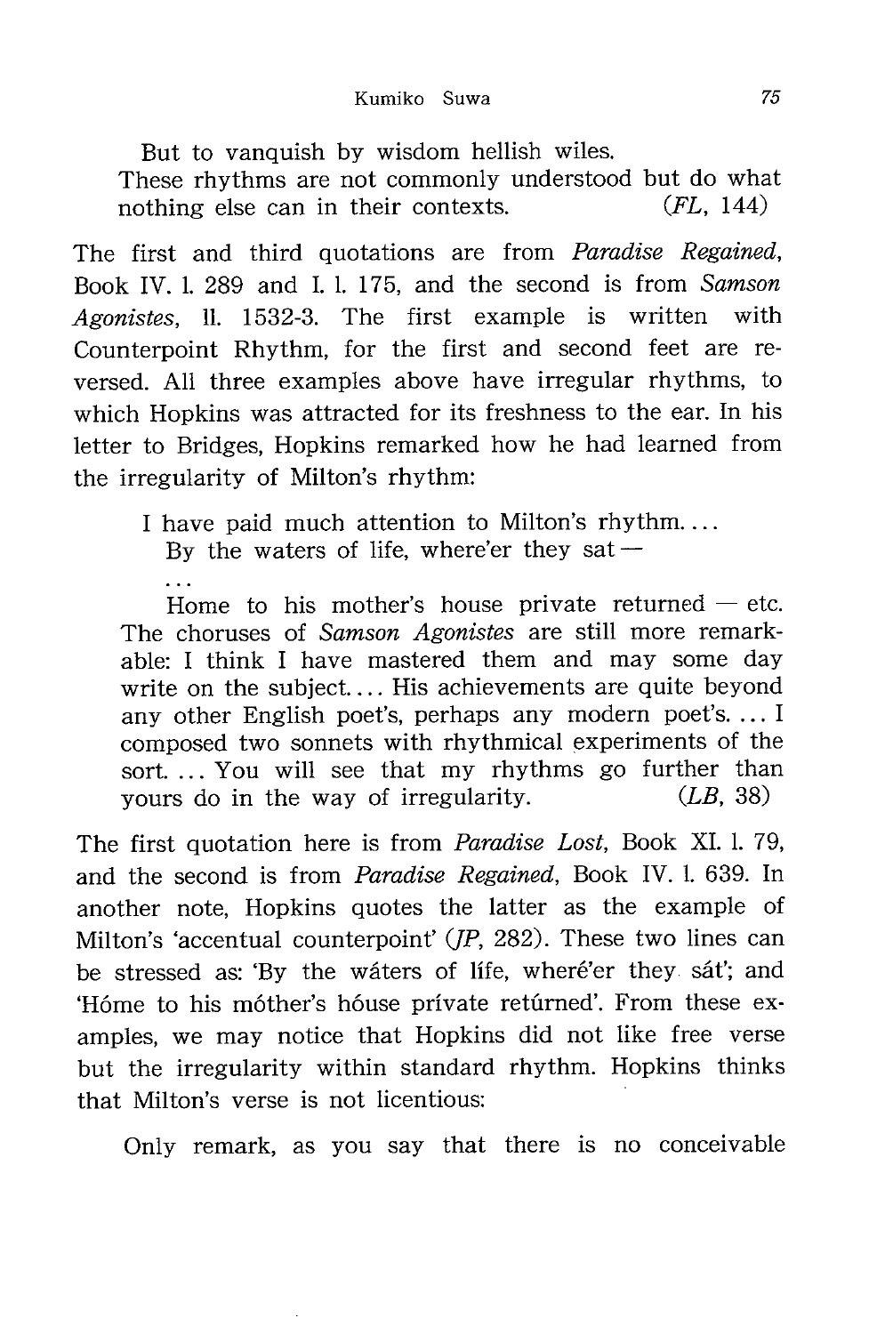> But to vanquish by wisdom hellish wiles.
> These rhythms are not commonly understood but do what nothing else can in their contexts. (*FL*, 144)

The first and third quotations are from *Paradise Regained*, Book IV. l. 289 and I. l. 175, and the second is from *Samson Agonistes*, ll. 1532-3. The first example is written with Counterpoint Rhythm, for the first and second feet are reversed. All three examples above have irregular rhythms, to which Hopkins was attracted for its freshness to the ear. In his letter to Bridges, Hopkins remarked how he had learned from the irregularity of Milton's rhythm:

> I have paid much attention to Milton's rhythm....
> By the waters of life, where'er they sat —
> ...
> Home to his mother's house private returned — etc.
> The choruses of *Samson Agonistes* are still more remarkable: I think I have mastered them and may some day write on the subject.... His achievements are quite beyond any other English poet's, perhaps any modern poet's. ... I composed two sonnets with rhythmical experiments of the sort. ... You will see that my rhythms go further than yours do in the way of irregularity. (*LB*, 38)

The first quotation here is from *Paradise Lost*, Book XI. l. 79, and the second is from *Paradise Regained*, Book IV. l. 639. In another note, Hopkins quotes the latter as the example of Milton's 'accentual counterpoint' (*JP*, 282). These two lines can be stressed as: 'By the wáters of lífe, wherё́'er they sát'; and 'Hóme to his móther's hóuse prívate retúrned'. From these examples, we may notice that Hopkins did not like free verse but the irregularity within standard rhythm. Hopkins thinks that Milton's verse is not licentious:

> Only remark, as you say that there is no conceivable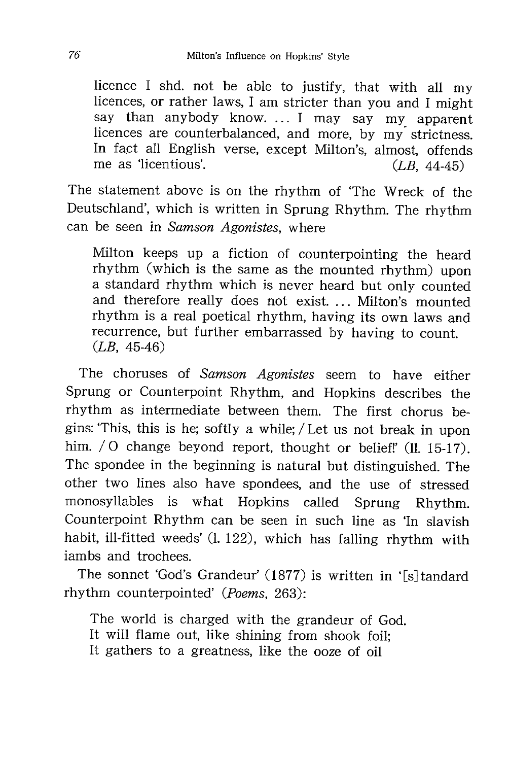> licence I shd. not be able to justify, that with all my licences, or rather laws, I am stricter than you and I might say than anybody know. ... I may say my apparent licences are counterbalanced, and more, by my strictness. In fact all English verse, except Milton's, almost, offends me as 'licentious'. (*LB*, 44-45)

The statement above is on the rhythm of 'The Wreck of the Deutschland', which is written in Sprung Rhythm. The rhythm can be seen in *Samson Agonistes*, where

> Milton keeps up a fiction of counterpointing the heard rhythm (which is the same as the mounted rhythm) upon a standard rhythm which is never heard but only counted and therefore really does not exist. ... Milton's mounted rhythm is a real poetical rhythm, having its own laws and recurrence, but further embarrassed by having to count. (*LB*, 45-46)

The choruses of *Samson Agonistes* seem to have either Sprung or Counterpoint Rhythm, and Hopkins describes the rhythm as intermediate between them. The first chorus begins: 'This, this is he; softly a while; / Let us not break in upon him. / O change beyond report, thought or belief!' (ll. 15-17). The spondee in the beginning is natural but distinguished. The other two lines also have spondees, and the use of stressed monosyllables is what Hopkins called Sprung Rhythm. Counterpoint Rhythm can be seen in such line as 'In slavish habit, ill-fitted weeds' (l. 122), which has falling rhythm with iambs and trochees.

The sonnet 'God's Grandeur' (1877) is written in '[s]tandard rhythm counterpointed' (*Poems*, 263):

> The world is charged with the grandeur of God.
> It will flame out, like shining from shook foil;
> It gathers to a greatness, like the ooze of oil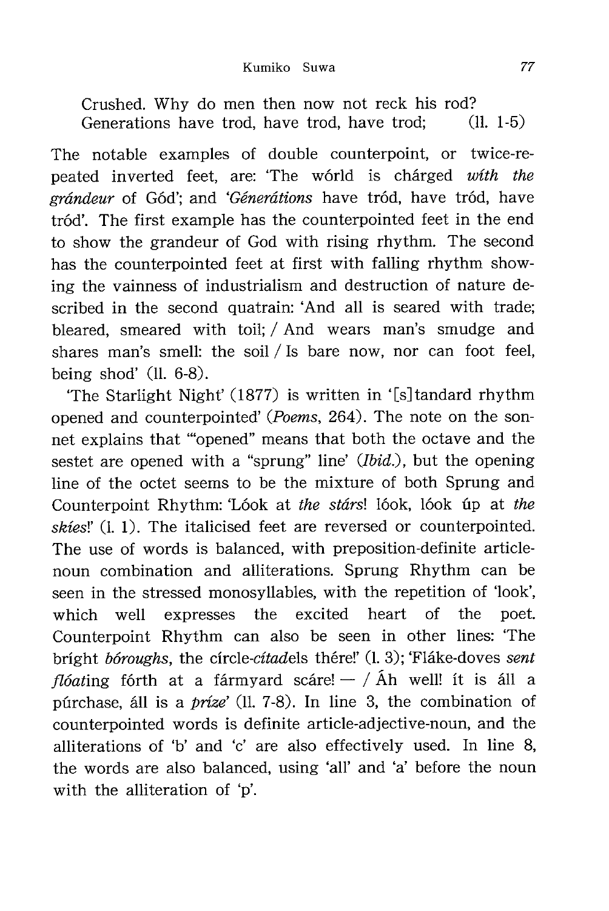Crushed. Why do men then now not reck his rod?
Generations have trod, have trod, have trod; (ll. 1-5)

The notable examples of double counterpoint, or twice-repeated inverted feet, are: 'The wórld is chárged *wíth the grándeur* of Gód'; and '*Génerátions* have tród, have tród, have tród'. The first example has the counterpointed feet in the end to show the grandeur of God with rising rhythm. The second has the counterpointed feet at first with falling rhythm showing the vainness of industrialism and destruction of nature described in the second quatrain: 'And all is seared with trade; bleared, smeared with toil; / And wears man's smudge and shares man's smell: the soil / Is bare now, nor can foot feel, being shod' (ll. 6-8).

'The Starlight Night' (1877) is written in '[s]tandard rhythm opened and counterpointed' (*Poems*, 264). The note on the sonnet explains that '"opened" means that both the octave and the sestet are opened with a "sprung" line' (*Ibid.*), but the opening line of the octet seems to be the mixture of both Sprung and Counterpoint Rhythm: 'Lóok at *the stárs*! lóok, lóok úp at *the skíes*!' (l. 1). The italicised feet are reversed or counterpointed. The use of words is balanced, with preposition-definite article-noun combination and alliterations. Sprung Rhythm can be seen in the stressed monosyllables, with the repetition of 'look', which well expresses the excited heart of the poet. Counterpoint Rhythm can also be seen in other lines: 'The bríght *bóroughs*, the círcle-*cítad*els thére!' (l. 3); 'Fláke-doves *sent flóat*ing fórth at a fármyard scáre! — / Áh well! ít is áll a púrchase, áll is a *príze*' (ll. 7-8). In line 3, the combination of counterpointed words is definite article-adjective-noun, and the alliterations of 'b' and 'c' are also effectively used. In line 8, the words are also balanced, using 'all' and 'a' before the noun with the alliteration of 'p'.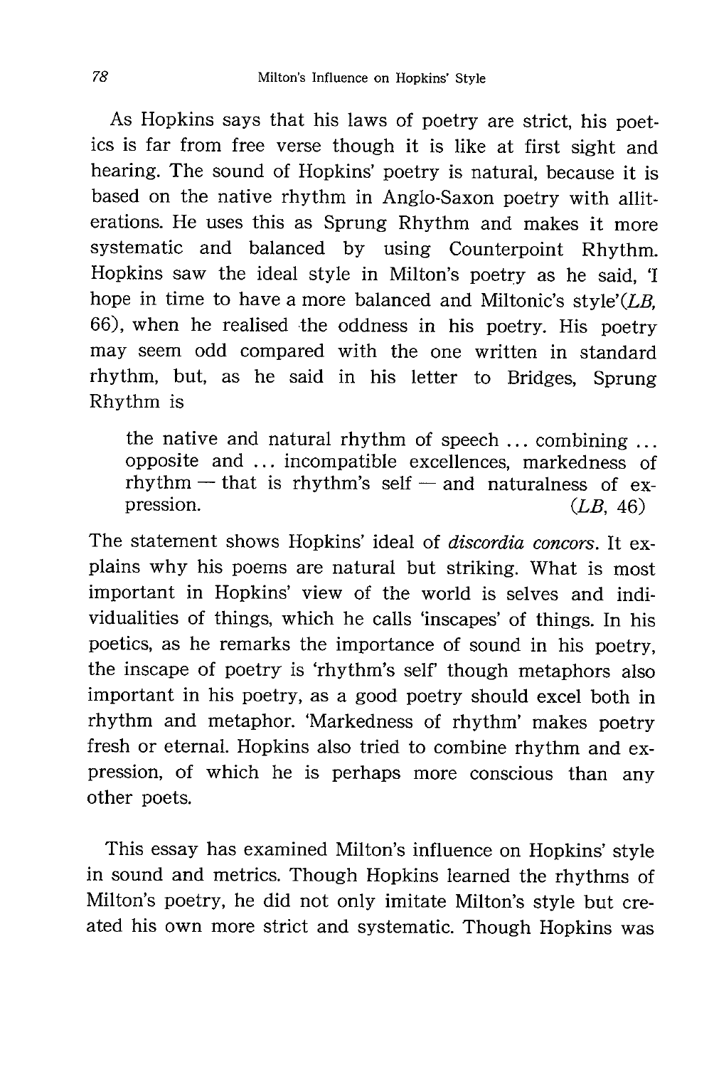As Hopkins says that his laws of poetry are strict, his poetics is far from free verse though it is like at first sight and hearing. The sound of Hopkins' poetry is natural, because it is based on the native rhythm in Anglo-Saxon poetry with alliterations. He uses this as Sprung Rhythm and makes it more systematic and balanced by using Counterpoint Rhythm. Hopkins saw the ideal style in Milton's poetry as he said, 'I hope in time to have a more balanced and Miltonic's style'(*LB*, 66), when he realised the oddness in his poetry. His poetry may seem odd compared with the one written in standard rhythm, but, as he said in his letter to Bridges, Sprung Rhythm is

> the native and natural rhythm of speech ... combining ... opposite and ... incompatible excellences, markedness of rhythm — that is rhythm's self — and naturalness of expression. (*LB*, 46)

The statement shows Hopkins' ideal of *discordia concors*. It explains why his poems are natural but striking. What is most important in Hopkins' view of the world is selves and individualities of things, which he calls 'inscapes' of things. In his poetics, as he remarks the importance of sound in his poetry, the inscape of poetry is 'rhythm's self' though metaphors also important in his poetry, as a good poetry should excel both in rhythm and metaphor. 'Markedness of rhythm' makes poetry fresh or eternal. Hopkins also tried to combine rhythm and expression, of which he is perhaps more conscious than any other poets.

This essay has examined Milton's influence on Hopkins' style in sound and metrics. Though Hopkins learned the rhythms of Milton's poetry, he did not only imitate Milton's style but created his own more strict and systematic. Though Hopkins was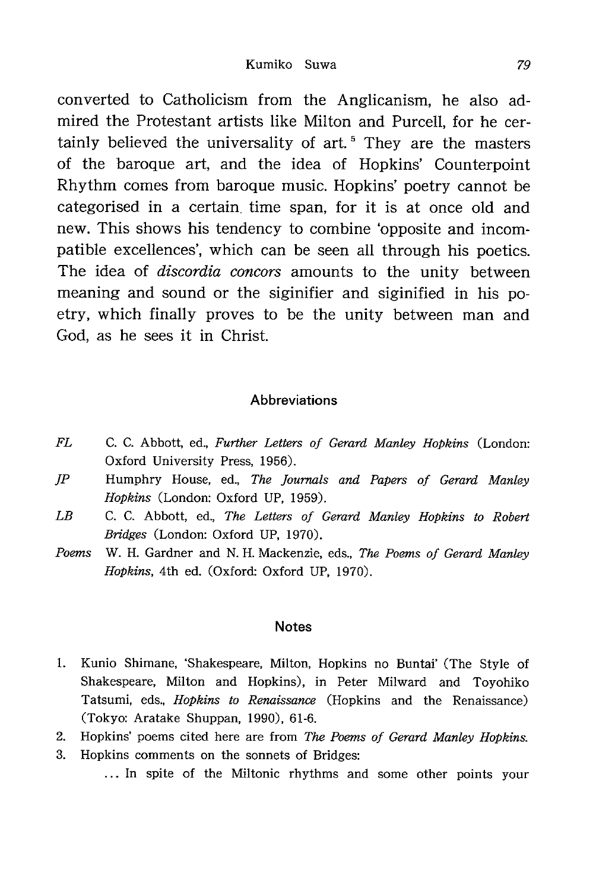converted to Catholicism from the Anglicanism, he also admired the Protestant artists like Milton and Purcell, for he certainly believed the universality of art.[5] They are the masters of the baroque art, and the idea of Hopkins' Counterpoint Rhythm comes from baroque music. Hopkins' poetry cannot be categorised in a certain time span, for it is at once old and new. This shows his tendency to combine 'opposite and incompatible excellences', which can be seen all through his poetics. The idea of *discordia concors* amounts to the unity between meaning and sound or the siginifier and siginified in his poetry, which finally proves to be the unity between man and God, as he sees it in Christ.

## Abbreviations

- *FL* C. C. Abbott, ed., *Further Letters of Gerard Manley Hopkins* (London: Oxford University Press, 1956).
- *JP* Humphry House, ed., *The Journals and Papers of Gerard Manley Hopkins* (London: Oxford UP, 1959).
- *LB* C. C. Abbott, ed., *The Letters of Gerard Manley Hopkins to Robert Bridges* (London: Oxford UP, 1970).
- *Poems* W. H. Gardner and N. H. Mackenzie, eds., *The Poems of Gerard Manley Hopkins*, 4th ed. (Oxford: Oxford UP, 1970).

## Notes

1. Kunio Shimane, 'Shakespeare, Milton, Hopkins no Buntai' (The Style of Shakespeare, Milton and Hopkins), in Peter Milward and Toyohiko Tatsumi, eds., *Hopkins to Renaissance* (Hopkins and the Renaissance) (Tokyo: Aratake Shuppan, 1990), 61-6.
2. Hopkins' poems cited here are from *The Poems of Gerard Manley Hopkins.*
3. Hopkins comments on the sonnets of Bridges:

   ... In spite of the Miltonic rhythms and some other points your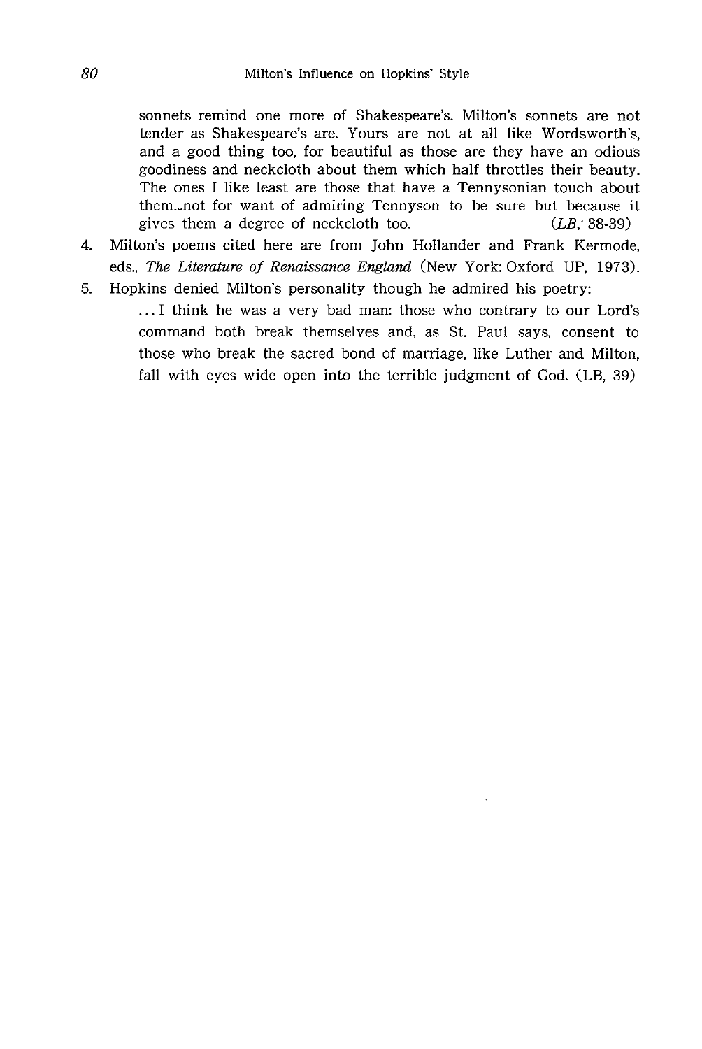> sonnets remind one more of Shakespeare's. Milton's sonnets are not tender as Shakespeare's are. Yours are not at all like Wordsworth's, and a good thing too, for beautiful as those are they have an odious goodiness and neckcloth about them which half throttles their beauty. The ones I like least are those that have a Tennysonian touch about them...not for want of admiring Tennyson to be sure but because it gives them a degree of neckcloth too. (*LB*, 38-39)

4. Milton's poems cited here are from John Hollander and Frank Kermode, eds., *The Literature of Renaissance England* (New York: Oxford UP, 1973).
5. Hopkins denied Milton's personality though he admired his poetry:

> ...I think he was a very bad man: those who contrary to our Lord's command both break themselves and, as St. Paul says, consent to those who break the sacred bond of marriage, like Luther and Milton, fall with eyes wide open into the terrible judgment of God. (LB, 39)